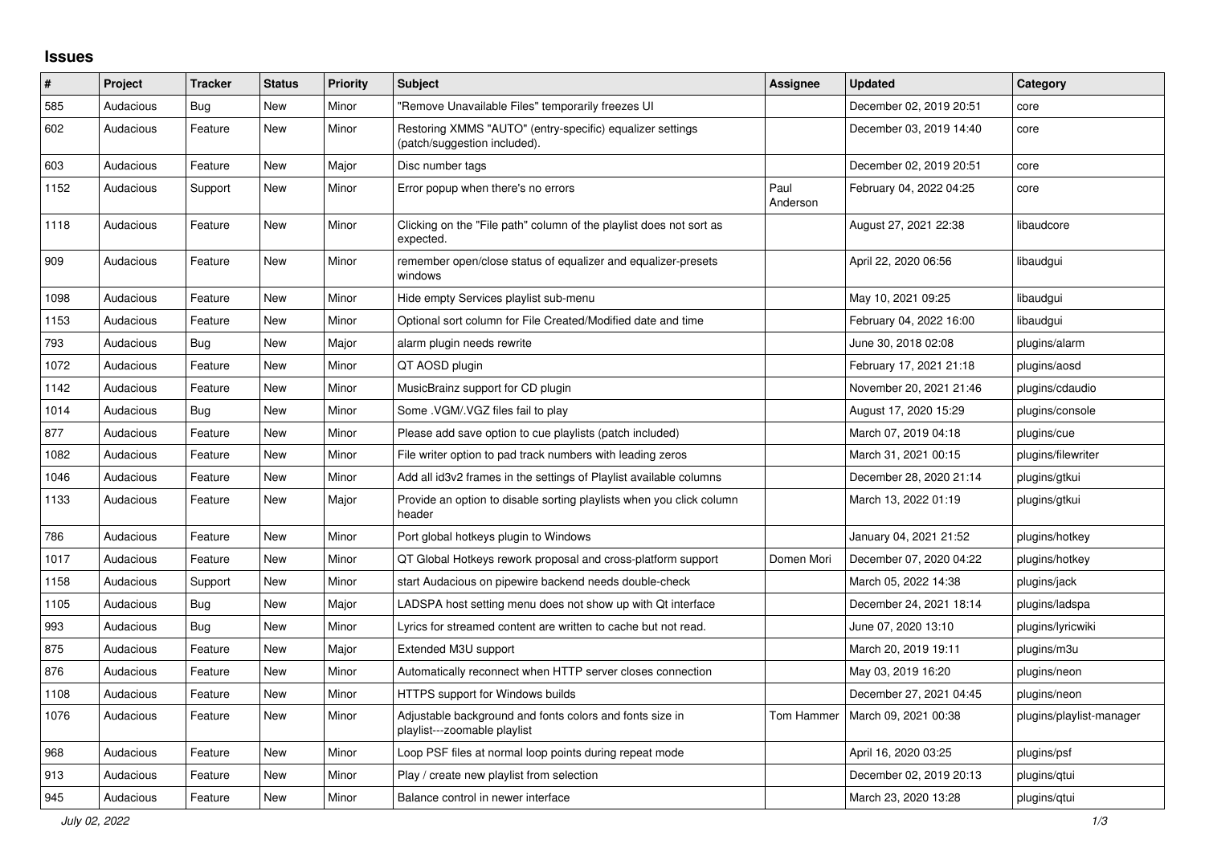## Issues

| # | Project | Tracker | Status | Priority | Subject | Assignee | Updated | Category |
|---|---|---|---|---|---|---|---|---|
| 585 | Audacious | Bug | New | Minor | "Remove Unavailable Files" temporarily freezes UI | | December 02, 2019 20:51 | core |
| 602 | Audacious | Feature | New | Minor | Restoring XMMS "AUTO" (entry-specific) equalizer settings (patch/suggestion included). | | December 03, 2019 14:40 | core |
| 603 | Audacious | Feature | New | Major | Disc number tags | | December 02, 2019 20:51 | core |
| 1152 | Audacious | Support | New | Minor | Error popup when there's no errors | Paul Anderson | February 04, 2022 04:25 | core |
| 1118 | Audacious | Feature | New | Minor | Clicking on the "File path" column of the playlist does not sort as expected. | | August 27, 2021 22:38 | libaudcore |
| 909 | Audacious | Feature | New | Minor | remember open/close status of equalizer and equalizer-presets windows | | April 22, 2020 06:56 | libaudgui |
| 1098 | Audacious | Feature | New | Minor | Hide empty Services playlist sub-menu | | May 10, 2021 09:25 | libaudgui |
| 1153 | Audacious | Feature | New | Minor | Optional sort column for File Created/Modified date and time | | February 04, 2022 16:00 | libaudgui |
| 793 | Audacious | Bug | New | Major | alarm plugin needs rewrite | | June 30, 2018 02:08 | plugins/alarm |
| 1072 | Audacious | Feature | New | Minor | QT AOSD plugin | | February 17, 2021 21:18 | plugins/aosd |
| 1142 | Audacious | Feature | New | Minor | MusicBrainz support for CD plugin | | November 20, 2021 21:46 | plugins/cdaudio |
| 1014 | Audacious | Bug | New | Minor | Some .VGM/.VGZ files fail to play | | August 17, 2020 15:29 | plugins/console |
| 877 | Audacious | Feature | New | Minor | Please add save option to cue playlists (patch included) | | March 07, 2019 04:18 | plugins/cue |
| 1082 | Audacious | Feature | New | Minor | File writer option to pad track numbers with leading zeros | | March 31, 2021 00:15 | plugins/filewriter |
| 1046 | Audacious | Feature | New | Minor | Add all id3v2 frames in the settings of Playlist available columns | | December 28, 2020 21:14 | plugins/gtkui |
| 1133 | Audacious | Feature | New | Major | Provide an option to disable sorting playlists when you click column header | | March 13, 2022 01:19 | plugins/gtkui |
| 786 | Audacious | Feature | New | Minor | Port global hotkeys plugin to Windows | | January 04, 2021 21:52 | plugins/hotkey |
| 1017 | Audacious | Feature | New | Minor | QT Global Hotkeys rework proposal and cross-platform support | Domen Mori | December 07, 2020 04:22 | plugins/hotkey |
| 1158 | Audacious | Support | New | Minor | start Audacious on pipewire backend needs double-check | | March 05, 2022 14:38 | plugins/jack |
| 1105 | Audacious | Bug | New | Major | LADSPA host setting menu does not show up with Qt interface | | December 24, 2021 18:14 | plugins/ladspa |
| 993 | Audacious | Bug | New | Minor | Lyrics for streamed content are written to cache but not read. | | June 07, 2020 13:10 | plugins/lyricwiki |
| 875 | Audacious | Feature | New | Major | Extended M3U support | | March 20, 2019 19:11 | plugins/m3u |
| 876 | Audacious | Feature | New | Minor | Automatically reconnect when HTTP server closes connection | | May 03, 2019 16:20 | plugins/neon |
| 1108 | Audacious | Feature | New | Minor | HTTPS support for Windows builds | | December 27, 2021 04:45 | plugins/neon |
| 1076 | Audacious | Feature | New | Minor | Adjustable background and fonts colors and fonts size in playlist---zoomable playlist | Tom Hammer | March 09, 2021 00:38 | plugins/playlist-manager |
| 968 | Audacious | Feature | New | Minor | Loop PSF files at normal loop points during repeat mode | | April 16, 2020 03:25 | plugins/psf |
| 913 | Audacious | Feature | New | Minor | Play / create new playlist from selection | | December 02, 2019 20:13 | plugins/qtui |
| 945 | Audacious | Feature | New | Minor | Balance control in newer interface | | March 23, 2020 13:28 | plugins/qtui |

*July 02, 2022*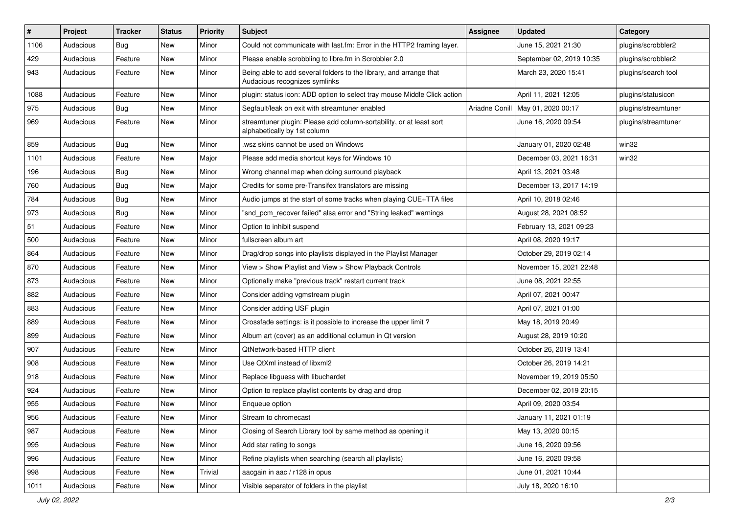| # | Project | Tracker | Status | Priority | Subject | Assignee | Updated | Category |
|---|---|---|---|---|---|---|---|---|
| 1106 | Audacious | Bug | New | Minor | Could not communicate with last.fm: Error in the HTTP2 framing layer. | | June 15, 2021 21:30 | plugins/scrobbler2 |
| 429 | Audacious | Feature | New | Minor | Please enable scrobbling to libre.fm in Scrobbler 2.0 | | September 02, 2019 10:35 | plugins/scrobbler2 |
| 943 | Audacious | Feature | New | Minor | Being able to add several folders to the library, and arrange that Audacious recognizes symlinks | | March 23, 2020 15:41 | plugins/search tool |
| 1088 | Audacious | Feature | New | Minor | plugin: status icon: ADD option to select tray mouse Middle Click action | | April 11, 2021 12:05 | plugins/statusicon |
| 975 | Audacious | Bug | New | Minor | Segfault/leak on exit with streamtuner enabled | Ariadne Conill | May 01, 2020 00:17 | plugins/streamtuner |
| 969 | Audacious | Feature | New | Minor | streamtuner plugin: Please add column-sortability, or at least sort alphabetically by 1st column | | June 16, 2020 09:54 | plugins/streamtuner |
| 859 | Audacious | Bug | New | Minor | .wsz skins cannot be used on Windows | | January 01, 2020 02:48 | win32 |
| 1101 | Audacious | Feature | New | Major | Please add media shortcut keys for Windows 10 | | December 03, 2021 16:31 | win32 |
| 196 | Audacious | Bug | New | Minor | Wrong channel map when doing surround playback | | April 13, 2021 03:48 | |
| 760 | Audacious | Bug | New | Major | Credits for some pre-Transifex translators are missing | | December 13, 2017 14:19 | |
| 784 | Audacious | Bug | New | Minor | Audio jumps at the start of some tracks when playing CUE+TTA files | | April 10, 2018 02:46 | |
| 973 | Audacious | Bug | New | Minor | "snd_pcm_recover failed" alsa error and "String leaked" warnings | | August 28, 2021 08:52 | |
| 51 | Audacious | Feature | New | Minor | Option to inhibit suspend | | February 13, 2021 09:23 | |
| 500 | Audacious | Feature | New | Minor | fullscreen album art | | April 08, 2020 19:17 | |
| 864 | Audacious | Feature | New | Minor | Drag/drop songs into playlists displayed in the Playlist Manager | | October 29, 2019 02:14 | |
| 870 | Audacious | Feature | New | Minor | View > Show Playlist and View > Show Playback Controls | | November 15, 2021 22:48 | |
| 873 | Audacious | Feature | New | Minor | Optionally make "previous track" restart current track | | June 08, 2021 22:55 | |
| 882 | Audacious | Feature | New | Minor | Consider adding vgmstream plugin | | April 07, 2021 00:47 | |
| 883 | Audacious | Feature | New | Minor | Consider adding USF plugin | | April 07, 2021 01:00 | |
| 889 | Audacious | Feature | New | Minor | Crossfade settings: is it possible to increase the upper limit ? | | May 18, 2019 20:49 | |
| 899 | Audacious | Feature | New | Minor | Album art (cover) as an additional columun in Qt version | | August 28, 2019 10:20 | |
| 907 | Audacious | Feature | New | Minor | QtNetwork-based HTTP client | | October 26, 2019 13:41 | |
| 908 | Audacious | Feature | New | Minor | Use QtXml instead of libxml2 | | October 26, 2019 14:21 | |
| 918 | Audacious | Feature | New | Minor | Replace libguess with libuchardet | | November 19, 2019 05:50 | |
| 924 | Audacious | Feature | New | Minor | Option to replace playlist contents by drag and drop | | December 02, 2019 20:15 | |
| 955 | Audacious | Feature | New | Minor | Enqueue option | | April 09, 2020 03:54 | |
| 956 | Audacious | Feature | New | Minor | Stream to chromecast | | January 11, 2021 01:19 | |
| 987 | Audacious | Feature | New | Minor | Closing of Search Library tool by same method as opening it | | May 13, 2020 00:15 | |
| 995 | Audacious | Feature | New | Minor | Add star rating to songs | | June 16, 2020 09:56 | |
| 996 | Audacious | Feature | New | Minor | Refine playlists when searching (search all playlists) | | June 16, 2020 09:58 | |
| 998 | Audacious | Feature | New | Trivial | aacgain in aac / r128 in opus | | June 01, 2021 10:44 | |
| 1011 | Audacious | Feature | New | Minor | Visible separator of folders in the playlist | | July 18, 2020 16:10 | |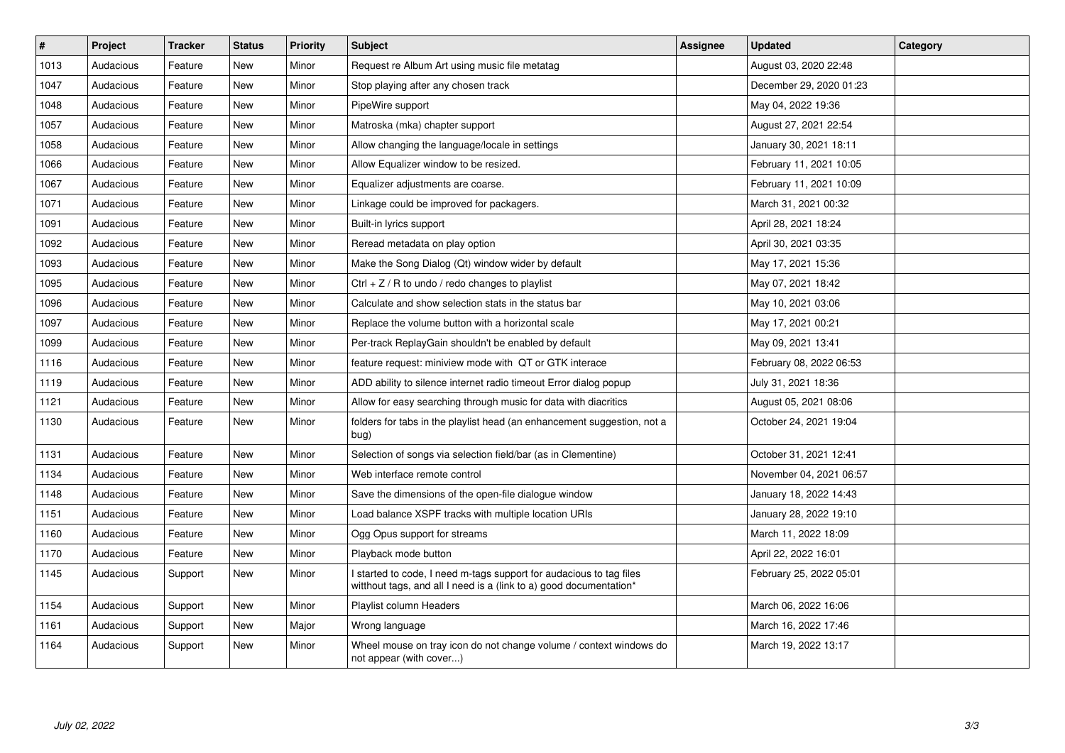| # | Project | Tracker | Status | Priority | Subject | Assignee | Updated | Category |
|---|---|---|---|---|---|---|---|---|
| 1013 | Audacious | Feature | New | Minor | Request re Album Art using music file metatag | | August 03, 2020 22:48 | |
| 1047 | Audacious | Feature | New | Minor | Stop playing after any chosen track | | December 29, 2020 01:23 | |
| 1048 | Audacious | Feature | New | Minor | PipeWire support | | May 04, 2022 19:36 | |
| 1057 | Audacious | Feature | New | Minor | Matroska (mka) chapter support | | August 27, 2021 22:54 | |
| 1058 | Audacious | Feature | New | Minor | Allow changing the language/locale in settings | | January 30, 2021 18:11 | |
| 1066 | Audacious | Feature | New | Minor | Allow Equalizer window to be resized. | | February 11, 2021 10:05 | |
| 1067 | Audacious | Feature | New | Minor | Equalizer adjustments are coarse. | | February 11, 2021 10:09 | |
| 1071 | Audacious | Feature | New | Minor | Linkage could be improved for packagers. | | March 31, 2021 00:32 | |
| 1091 | Audacious | Feature | New | Minor | Built-in lyrics support | | April 28, 2021 18:24 | |
| 1092 | Audacious | Feature | New | Minor | Reread metadata on play option | | April 30, 2021 03:35 | |
| 1093 | Audacious | Feature | New | Minor | Make the Song Dialog (Qt) window wider by default | | May 17, 2021 15:36 | |
| 1095 | Audacious | Feature | New | Minor | Ctrl + Z / R to undo / redo changes to playlist | | May 07, 2021 18:42 | |
| 1096 | Audacious | Feature | New | Minor | Calculate and show selection stats in the status bar | | May 10, 2021 03:06 | |
| 1097 | Audacious | Feature | New | Minor | Replace the volume button with a horizontal scale | | May 17, 2021 00:21 | |
| 1099 | Audacious | Feature | New | Minor | Per-track ReplayGain shouldn't be enabled by default | | May 09, 2021 13:41 | |
| 1116 | Audacious | Feature | New | Minor | feature request: miniview mode with QT or GTK interace | | February 08, 2022 06:53 | |
| 1119 | Audacious | Feature | New | Minor | ADD ability to silence internet radio timeout Error dialog popup | | July 31, 2021 18:36 | |
| 1121 | Audacious | Feature | New | Minor | Allow for easy searching through music for data with diacritics | | August 05, 2021 08:06 | |
| 1130 | Audacious | Feature | New | Minor | folders for tabs in the playlist head (an enhancement suggestion, not a bug) | | October 24, 2021 19:04 | |
| 1131 | Audacious | Feature | New | Minor | Selection of songs via selection field/bar (as in Clementine) | | October 31, 2021 12:41 | |
| 1134 | Audacious | Feature | New | Minor | Web interface remote control | | November 04, 2021 06:57 | |
| 1148 | Audacious | Feature | New | Minor | Save the dimensions of the open-file dialogue window | | January 18, 2022 14:43 | |
| 1151 | Audacious | Feature | New | Minor | Load balance XSPF tracks with multiple location URIs | | January 28, 2022 19:10 | |
| 1160 | Audacious | Feature | New | Minor | Ogg Opus support for streams | | March 11, 2022 18:09 | |
| 1170 | Audacious | Feature | New | Minor | Playback mode button | | April 22, 2022 16:01 | |
| 1145 | Audacious | Support | New | Minor | I started to code, I need m-tags support for audacious to tag files witthout tags, and all I need is a (link to a) good documentation* | | February 25, 2022 05:01 | |
| 1154 | Audacious | Support | New | Minor | Playlist column Headers | | March 06, 2022 16:06 | |
| 1161 | Audacious | Support | New | Major | Wrong language | | March 16, 2022 17:46 | |
| 1164 | Audacious | Support | New | Minor | Wheel mouse on tray icon do not change volume / context windows do not appear (with cover...) | | March 19, 2022 13:17 | |

*July 02, 2022*